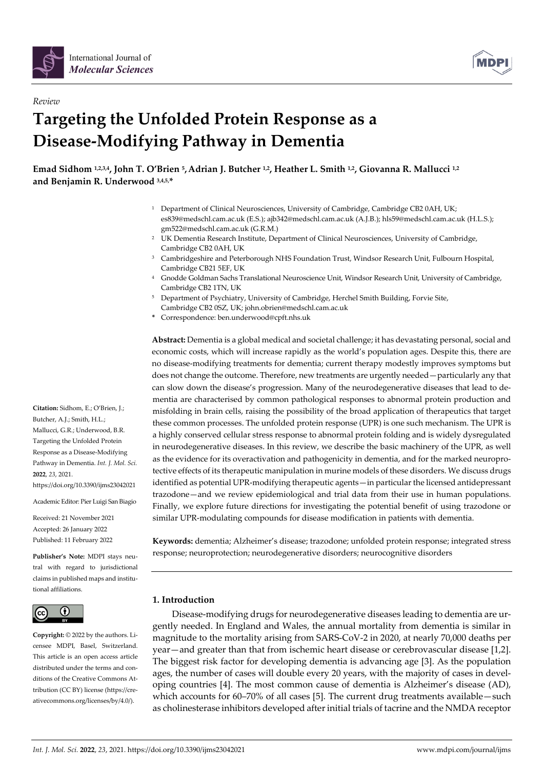*Review*

# Targeting the Unfolded Protein Response as a Disease-Modifying Pathway in Dementia

**Emad Sidhom [1,2,3,4], John T. O'Brien [5], Adrian J. Butcher [1,2], Heather L. Smith [1,2], Giovanna R. Mallucci [1,2] and Benjamin R. Underwood [3,4,5,*]**

[1] Department of Clinical Neurosciences, University of Cambridge, Cambridge CB2 0AH, UK; es839@medschl.cam.ac.uk (E.S.); ajb342@medschl.cam.ac.uk (A.J.B.); hls59@medschl.cam.ac.uk (H.L.S.); gm522@medschl.cam.ac.uk (G.R.M.)
[2] UK Dementia Research Institute, Department of Clinical Neurosciences, University of Cambridge, Cambridge CB2 0AH, UK
[3] Cambridgeshire and Peterborough NHS Foundation Trust, Windsor Research Unit, Fulbourn Hospital, Cambridge CB21 5EF, UK
[4] Gnodde Goldman Sachs Translational Neuroscience Unit, Windsor Research Unit, University of Cambridge, Cambridge CB2 1TN, UK
[5] Department of Psychiatry, University of Cambridge, Herchel Smith Building, Forvie Site, Cambridge CB2 0SZ, UK; john.obrien@medschl.cam.ac.uk
\* Correspondence: ben.underwood@cpft.nhs.uk

**Citation:** Sidhom, E.; O'Brien, J.; Butcher, A.J.; Smith, H.L.; Mallucci, G.R.; Underwood, B.R. Targeting the Unfolded Protein Response as a Disease-Modifying Pathway in Dementia. *Int. J. Mol. Sci.* **2022**, *23*, 2021. https://doi.org/10.3390/ijms23042021

Academic Editor: Pier Luigi San Biagio

Received: 21 November 2021
Accepted: 26 January 2022
Published: 11 February 2022

**Publisher's Note:** MDPI stays neutral with regard to jurisdictional claims in published maps and institutional affiliations.

**Copyright:** © 2022 by the authors. Licensee MDPI, Basel, Switzerland. This article is an open access article distributed under the terms and conditions of the Creative Commons Attribution (CC BY) license (https://creativecommons.org/licenses/by/4.0/).

**Abstract:** Dementia is a global medical and societal challenge; it has devastating personal, social and economic costs, which will increase rapidly as the world's population ages. Despite this, there are no disease-modifying treatments for dementia; current therapy modestly improves symptoms but does not change the outcome. Therefore, new treatments are urgently needed—particularly any that can slow down the disease's progression. Many of the neurodegenerative diseases that lead to dementia are characterised by common pathological responses to abnormal protein production and misfolding in brain cells, raising the possibility of the broad application of therapeutics that target these common processes. The unfolded protein response (UPR) is one such mechanism. The UPR is a highly conserved cellular stress response to abnormal protein folding and is widely dysregulated in neurodegenerative diseases. In this review, we describe the basic machinery of the UPR, as well as the evidence for its overactivation and pathogenicity in dementia, and for the marked neuroprotective effects of its therapeutic manipulation in murine models of these disorders. We discuss drugs identified as potential UPR-modifying therapeutic agents—in particular the licensed antidepressant trazodone—and we review epidemiological and trial data from their use in human populations. Finally, we explore future directions for investigating the potential benefit of using trazodone or similar UPR-modulating compounds for disease modification in patients with dementia.

**Keywords:** dementia; Alzheimer's disease; trazodone; unfolded protein response; integrated stress response; neuroprotection; neurodegenerative disorders; neurocognitive disorders

## 1. Introduction

Disease-modifying drugs for neurodegenerative diseases leading to dementia are urgently needed. In England and Wales, the annual mortality from dementia is similar in magnitude to the mortality arising from SARS-CoV-2 in 2020, at nearly 70,000 deaths per year—and greater than that from ischemic heart disease or cerebrovascular disease [1,2]. The biggest risk factor for developing dementia is advancing age [3]. As the population ages, the number of cases will double every 20 years, with the majority of cases in developing countries [4]. The most common cause of dementia is Alzheimer's disease (AD), which accounts for 60–70% of all cases [5]. The current drug treatments available—such as cholinesterase inhibitors developed after initial trials of tacrine and the NMDA receptor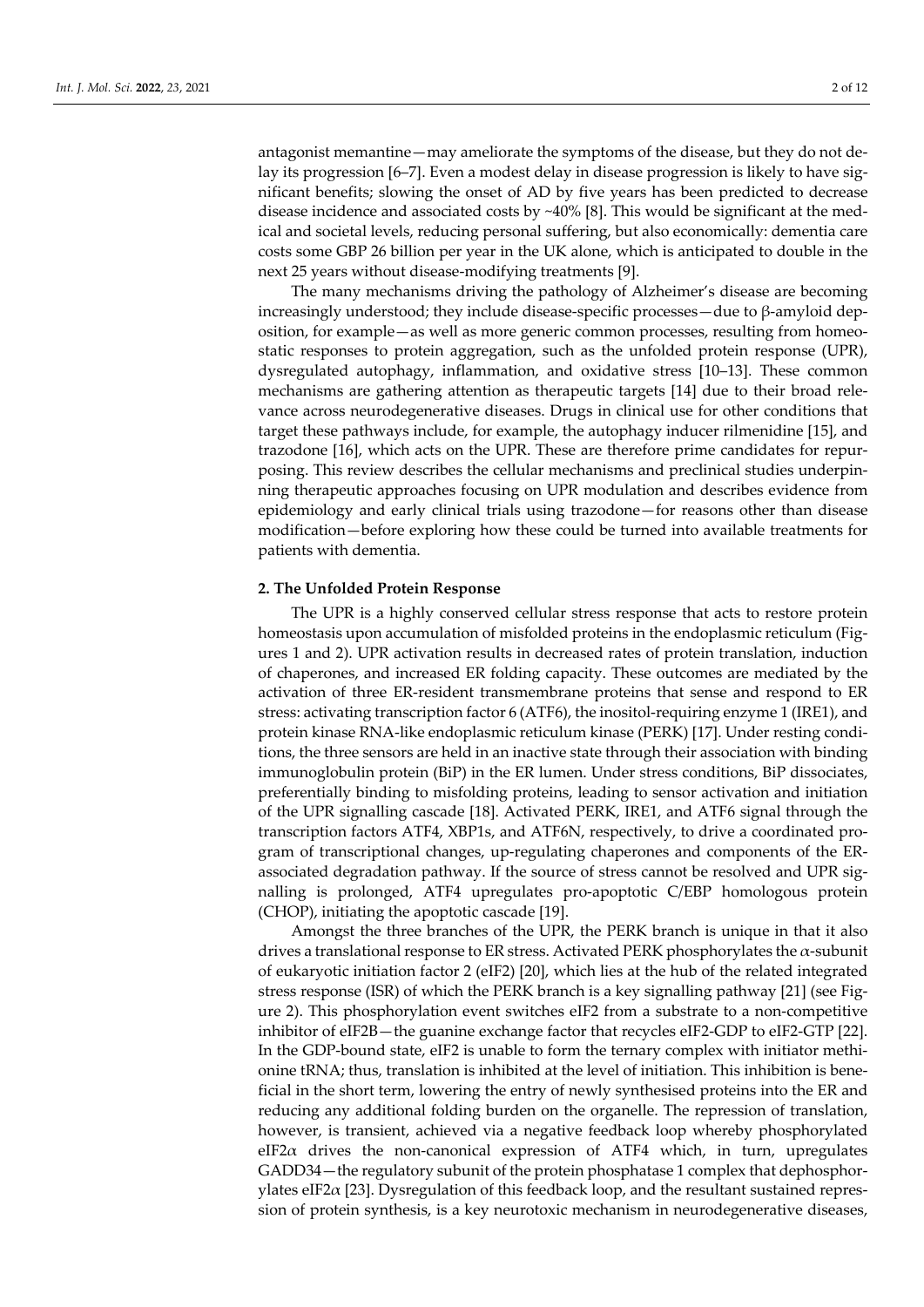antagonist memantine—may ameliorate the symptoms of the disease, but they do not delay its progression [6–7]. Even a modest delay in disease progression is likely to have significant benefits; slowing the onset of AD by five years has been predicted to decrease disease incidence and associated costs by ~40% [8]. This would be significant at the medical and societal levels, reducing personal suffering, but also economically: dementia care costs some GBP 26 billion per year in the UK alone, which is anticipated to double in the next 25 years without disease-modifying treatments [9].

The many mechanisms driving the pathology of Alzheimer's disease are becoming increasingly understood; they include disease-specific processes—due to β-amyloid deposition, for example—as well as more generic common processes, resulting from homeostatic responses to protein aggregation, such as the unfolded protein response (UPR), dysregulated autophagy, inflammation, and oxidative stress [10–13]. These common mechanisms are gathering attention as therapeutic targets [14] due to their broad relevance across neurodegenerative diseases. Drugs in clinical use for other conditions that target these pathways include, for example, the autophagy inducer rilmenidine [15], and trazodone [16], which acts on the UPR. These are therefore prime candidates for repurposing. This review describes the cellular mechanisms and preclinical studies underpinning therapeutic approaches focusing on UPR modulation and describes evidence from epidemiology and early clinical trials using trazodone—for reasons other than disease modification—before exploring how these could be turned into available treatments for patients with dementia.

## 2. The Unfolded Protein Response

The UPR is a highly conserved cellular stress response that acts to restore protein homeostasis upon accumulation of misfolded proteins in the endoplasmic reticulum (Figures 1 and 2). UPR activation results in decreased rates of protein translation, induction of chaperones, and increased ER folding capacity. These outcomes are mediated by the activation of three ER-resident transmembrane proteins that sense and respond to ER stress: activating transcription factor 6 (ATF6), the inositol-requiring enzyme 1 (IRE1), and protein kinase RNA-like endoplasmic reticulum kinase (PERK) [17]. Under resting conditions, the three sensors are held in an inactive state through their association with binding immunoglobulin protein (BiP) in the ER lumen. Under stress conditions, BiP dissociates, preferentially binding to misfolding proteins, leading to sensor activation and initiation of the UPR signalling cascade [18]. Activated PERK, IRE1, and ATF6 signal through the transcription factors ATF4, XBP1s, and ATF6N, respectively, to drive a coordinated program of transcriptional changes, up-regulating chaperones and components of the ER-associated degradation pathway. If the source of stress cannot be resolved and UPR signalling is prolonged, ATF4 upregulates pro-apoptotic C/EBP homologous protein (CHOP), initiating the apoptotic cascade [19].

Amongst the three branches of the UPR, the PERK branch is unique in that it also drives a translational response to ER stress. Activated PERK phosphorylates the $\alpha$-subunit of eukaryotic initiation factor 2 (eIF2) [20], which lies at the hub of the related integrated stress response (ISR) of which the PERK branch is a key signalling pathway [21] (see Figure 2). This phosphorylation event switches eIF2 from a substrate to a non-competitive inhibitor of eIF2B—the guanine exchange factor that recycles eIF2-GDP to eIF2-GTP [22]. In the GDP-bound state, eIF2 is unable to form the ternary complex with initiator methionine tRNA; thus, translation is inhibited at the level of initiation. This inhibition is beneficial in the short term, lowering the entry of newly synthesised proteins into the ER and reducing any additional folding burden on the organelle. The repression of translation, however, is transient, achieved via a negative feedback loop whereby phosphorylated eIF2$\alpha$ drives the non-canonical expression of ATF4 which, in turn, upregulates GADD34—the regulatory subunit of the protein phosphatase 1 complex that dephosphorylates eIF2$\alpha$ [23]. Dysregulation of this feedback loop, and the resultant sustained repression of protein synthesis, is a key neurotoxic mechanism in neurodegenerative diseases,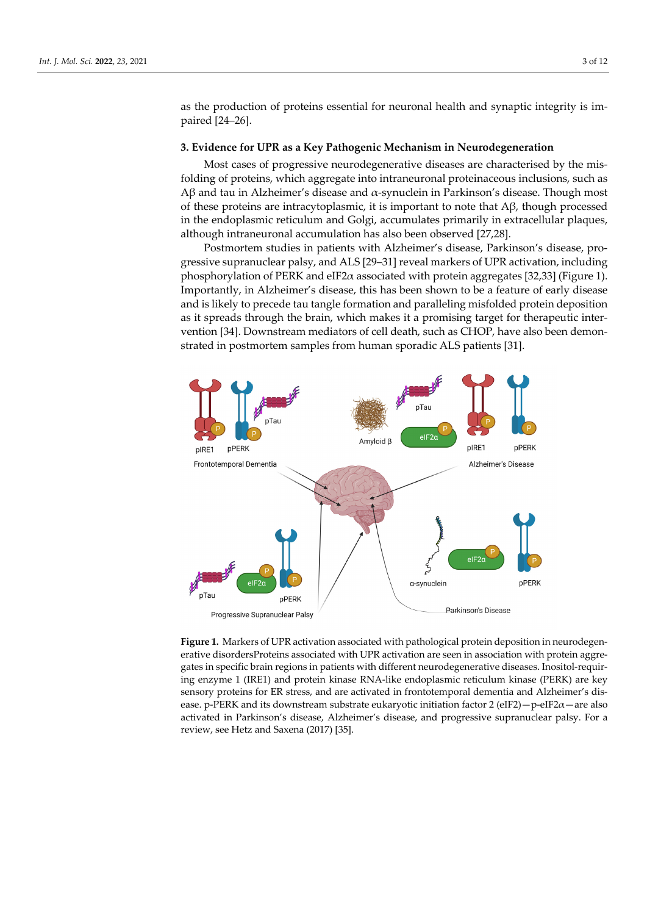as the production of proteins essential for neuronal health and synaptic integrity is impaired [24–26].

## 3. Evidence for UPR as a Key Pathogenic Mechanism in Neurodegeneration

Most cases of progressive neurodegenerative diseases are characterised by the misfolding of proteins, which aggregate into intraneuronal proteinaceous inclusions, such as Aβ and tau in Alzheimer's disease and α-synuclein in Parkinson's disease. Though most of these proteins are intracytoplasmic, it is important to note that Aβ, though processed in the endoplasmic reticulum and Golgi, accumulates primarily in extracellular plaques, although intraneuronal accumulation has also been observed [27,28].

Postmortem studies in patients with Alzheimer's disease, Parkinson's disease, progressive supranuclear palsy, and ALS [29–31] reveal markers of UPR activation, including phosphorylation of PERK and eIF2α associated with protein aggregates [32,33] (Figure 1). Importantly, in Alzheimer's disease, this has been shown to be a feature of early disease and is likely to precede tau tangle formation and paralleling misfolded protein deposition as it spreads through the brain, which makes it a promising target for therapeutic intervention [34]. Downstream mediators of cell death, such as CHOP, have also been demonstrated in postmortem samples from human sporadic ALS patients [31].

**Figure 1.** Markers of UPR activation associated with pathological protein deposition in neurodegenerative disordersProteins associated with UPR activation are seen in association with protein aggregates in specific brain regions in patients with different neurodegenerative diseases. Inositol-requiring enzyme 1 (IRE1) and protein kinase RNA-like endoplasmic reticulum kinase (PERK) are key sensory proteins for ER stress, and are activated in frontotemporal dementia and Alzheimer's disease. p-PERK and its downstream substrate eukaryotic initiation factor 2 (eIF2)—p-eIF2α—are also activated in Parkinson's disease, Alzheimer's disease, and progressive supranuclear palsy. For a review, see Hetz and Saxena (2017) [35].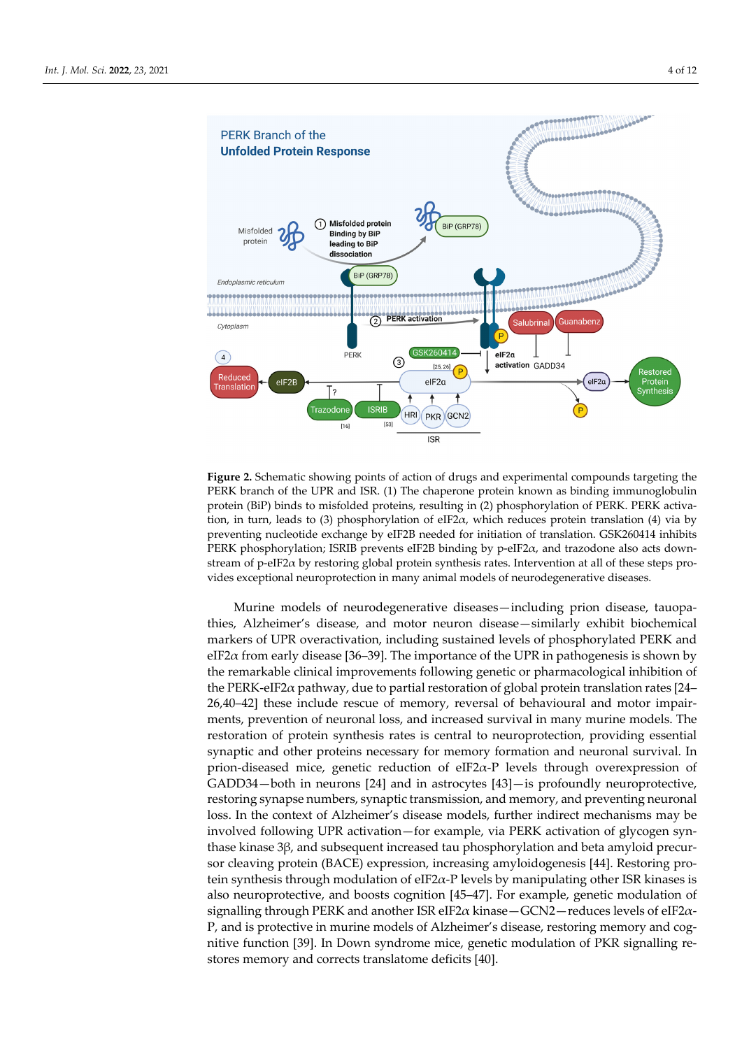**Figure 2.** Schematic showing points of action of drugs and experimental compounds targeting the PERK branch of the UPR and ISR. (1) The chaperone protein known as binding immunoglobulin protein (BiP) binds to misfolded proteins, resulting in (2) phosphorylation of PERK. PERK activation, in turn, leads to (3) phosphorylation of eIF2α, which reduces protein translation (4) via by preventing nucleotide exchange by eIF2B needed for initiation of translation. GSK260414 inhibits PERK phosphorylation; ISRIB prevents eIF2B binding by p-eIF2α, and trazodone also acts downstream of p-eIF2α by restoring global protein synthesis rates. Intervention at all of these steps provides exceptional neuroprotection in many animal models of neurodegenerative diseases.

Murine models of neurodegenerative diseases—including prion disease, tauopathies, Alzheimer's disease, and motor neuron disease—similarly exhibit biochemical markers of UPR overactivation, including sustained levels of phosphorylated PERK and eIF2α from early disease [36–39]. The importance of the UPR in pathogenesis is shown by the remarkable clinical improvements following genetic or pharmacological inhibition of the PERK-eIF2α pathway, due to partial restoration of global protein translation rates [24–26,40–42] these include rescue of memory, reversal of behavioural and motor impairments, prevention of neuronal loss, and increased survival in many murine models. The restoration of protein synthesis rates is central to neuroprotection, providing essential synaptic and other proteins necessary for memory formation and neuronal survival. In prion-diseased mice, genetic reduction of eIF2α-P levels through overexpression of GADD34—both in neurons [24] and in astrocytes [43]—is profoundly neuroprotective, restoring synapse numbers, synaptic transmission, and memory, and preventing neuronal loss. In the context of Alzheimer's disease models, further indirect mechanisms may be involved following UPR activation—for example, via PERK activation of glycogen synthase kinase 3β, and subsequent increased tau phosphorylation and beta amyloid precursor cleaving protein (BACE) expression, increasing amyloidogenesis [44]. Restoring protein synthesis through modulation of eIF2α-P levels by manipulating other ISR kinases is also neuroprotective, and boosts cognition [45–47]. For example, genetic modulation of signalling through PERK and another ISR eIF2α kinase—GCN2—reduces levels of eIF2α-P, and is protective in murine models of Alzheimer's disease, restoring memory and cognitive function [39]. In Down syndrome mice, genetic modulation of PKR signalling restores memory and corrects translatome deficits [40].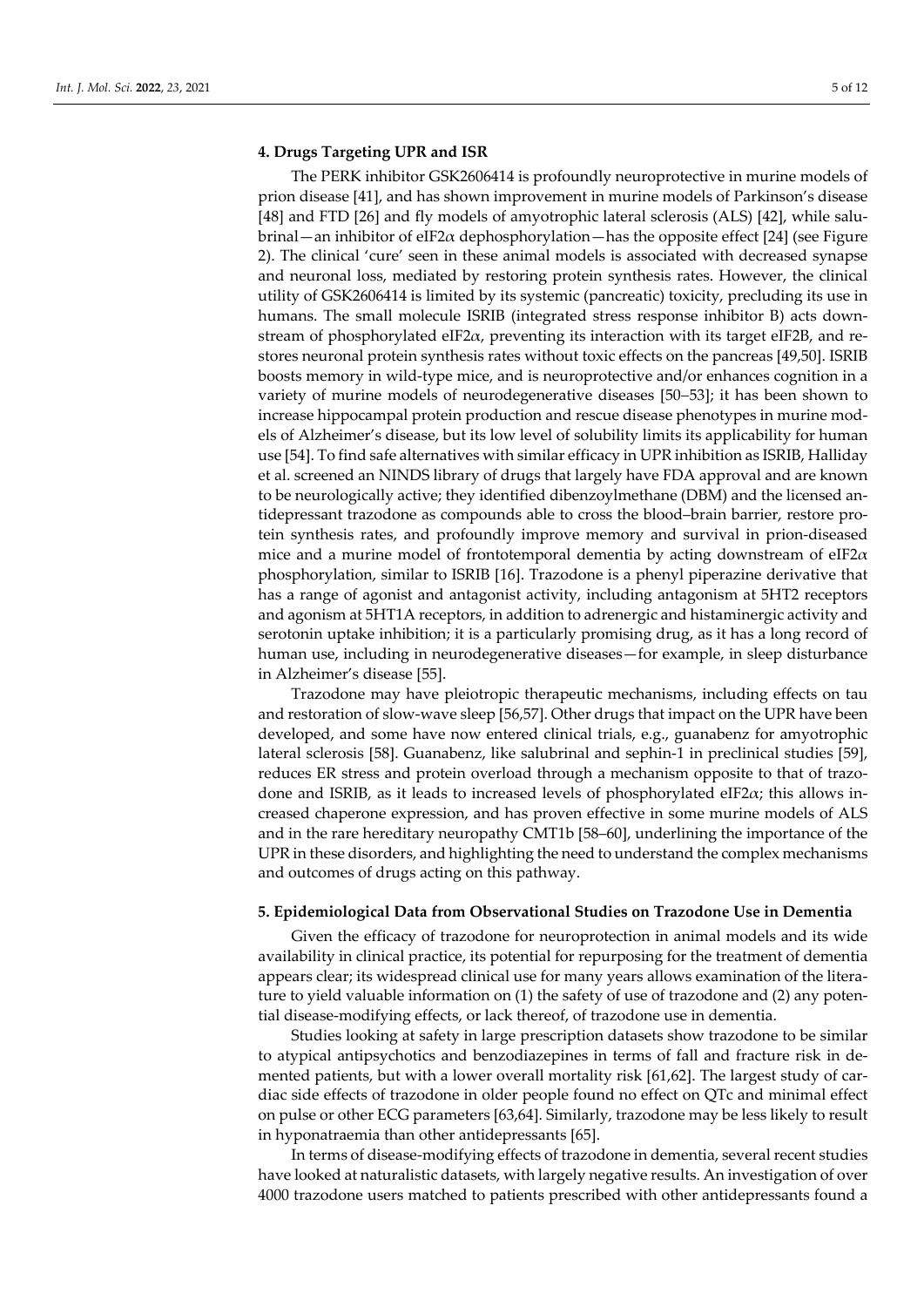## 4. Drugs Targeting UPR and ISR

The PERK inhibitor GSK2606414 is profoundly neuroprotective in murine models of prion disease [41], and has shown improvement in murine models of Parkinson's disease [48] and FTD [26] and fly models of amyotrophic lateral sclerosis (ALS) [42], while salubrinal—an inhibitor of eIF2$\alpha$ dephosphorylation—has the opposite effect [24] (see Figure 2). The clinical 'cure' seen in these animal models is associated with decreased synapse and neuronal loss, mediated by restoring protein synthesis rates. However, the clinical utility of GSK2606414 is limited by its systemic (pancreatic) toxicity, precluding its use in humans. The small molecule ISRIB (integrated stress response inhibitor B) acts downstream of phosphorylated eIF2$\alpha$, preventing its interaction with its target eIF2B, and restores neuronal protein synthesis rates without toxic effects on the pancreas [49,50]. ISRIB boosts memory in wild-type mice, and is neuroprotective and/or enhances cognition in a variety of murine models of neurodegenerative diseases [50–53]; it has been shown to increase hippocampal protein production and rescue disease phenotypes in murine models of Alzheimer's disease, but its low level of solubility limits its applicability for human use [54]. To find safe alternatives with similar efficacy in UPR inhibition as ISRIB, Halliday et al. screened an NINDS library of drugs that largely have FDA approval and are known to be neurologically active; they identified dibenzoylmethane (DBM) and the licensed antidepressant trazodone as compounds able to cross the blood–brain barrier, restore protein synthesis rates, and profoundly improve memory and survival in prion-diseased mice and a murine model of frontotemporal dementia by acting downstream of eIF2$\alpha$ phosphorylation, similar to ISRIB [16]. Trazodone is a phenyl piperazine derivative that has a range of agonist and antagonist activity, including antagonism at 5HT2 receptors and agonism at 5HT1A receptors, in addition to adrenergic and histaminergic activity and serotonin uptake inhibition; it is a particularly promising drug, as it has a long record of human use, including in neurodegenerative diseases—for example, in sleep disturbance in Alzheimer's disease [55].

Trazodone may have pleiotropic therapeutic mechanisms, including effects on tau and restoration of slow-wave sleep [56,57]. Other drugs that impact on the UPR have been developed, and some have now entered clinical trials, e.g., guanabenz for amyotrophic lateral sclerosis [58]. Guanabenz, like salubrinal and sephin-1 in preclinical studies [59], reduces ER stress and protein overload through a mechanism opposite to that of trazodone and ISRIB, as it leads to increased levels of phosphorylated eIF2$\alpha$; this allows increased chaperone expression, and has proven effective in some murine models of ALS and in the rare hereditary neuropathy CMT1b [58–60], underlining the importance of the UPR in these disorders, and highlighting the need to understand the complex mechanisms and outcomes of drugs acting on this pathway.

## 5. Epidemiological Data from Observational Studies on Trazodone Use in Dementia

Given the efficacy of trazodone for neuroprotection in animal models and its wide availability in clinical practice, its potential for repurposing for the treatment of dementia appears clear; its widespread clinical use for many years allows examination of the literature to yield valuable information on (1) the safety of use of trazodone and (2) any potential disease-modifying effects, or lack thereof, of trazodone use in dementia.

Studies looking at safety in large prescription datasets show trazodone to be similar to atypical antipsychotics and benzodiazepines in terms of fall and fracture risk in demented patients, but with a lower overall mortality risk [61,62]. The largest study of cardiac side effects of trazodone in older people found no effect on QTc and minimal effect on pulse or other ECG parameters [63,64]. Similarly, trazodone may be less likely to result in hyponatraemia than other antidepressants [65].

In terms of disease-modifying effects of trazodone in dementia, several recent studies have looked at naturalistic datasets, with largely negative results. An investigation of over 4000 trazodone users matched to patients prescribed with other antidepressants found a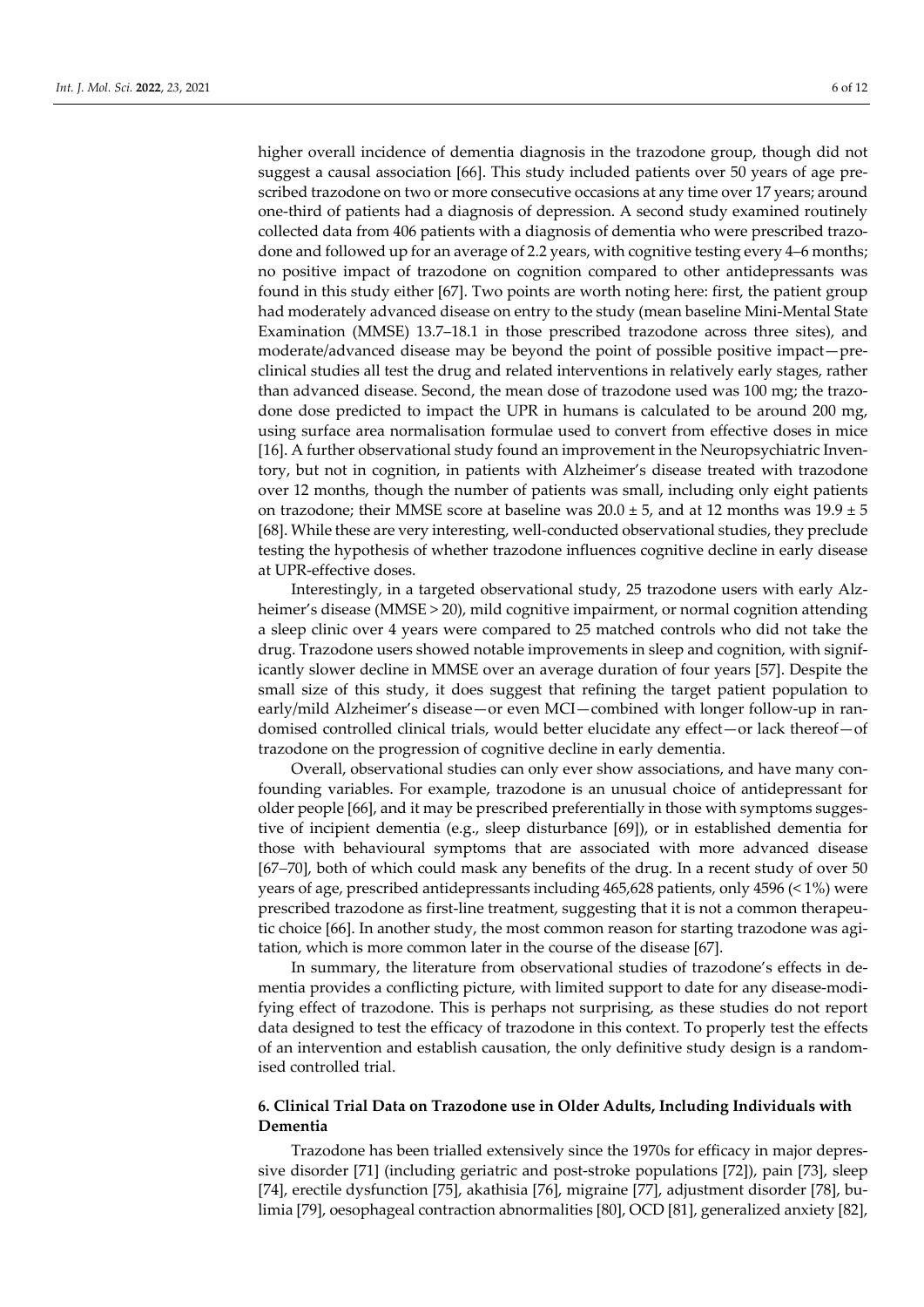higher overall incidence of dementia diagnosis in the trazodone group, though did not suggest a causal association [66]. This study included patients over 50 years of age prescribed trazodone on two or more consecutive occasions at any time over 17 years; around one-third of patients had a diagnosis of depression. A second study examined routinely collected data from 406 patients with a diagnosis of dementia who were prescribed trazodone and followed up for an average of 2.2 years, with cognitive testing every 4–6 months; no positive impact of trazodone on cognition compared to other antidepressants was found in this study either [67]. Two points are worth noting here: first, the patient group had moderately advanced disease on entry to the study (mean baseline Mini-Mental State Examination (MMSE) 13.7–18.1 in those prescribed trazodone across three sites), and moderate/advanced disease may be beyond the point of possible positive impact—preclinical studies all test the drug and related interventions in relatively early stages, rather than advanced disease. Second, the mean dose of trazodone used was 100 mg; the trazodone dose predicted to impact the UPR in humans is calculated to be around 200 mg, using surface area normalisation formulae used to convert from effective doses in mice [16]. A further observational study found an improvement in the Neuropsychiatric Inventory, but not in cognition, in patients with Alzheimer's disease treated with trazodone over 12 months, though the number of patients was small, including only eight patients on trazodone; their MMSE score at baseline was $20.0 \pm 5$, and at 12 months was $19.9 \pm 5$ [68]. While these are very interesting, well-conducted observational studies, they preclude testing the hypothesis of whether trazodone influences cognitive decline in early disease at UPR-effective doses.

Interestingly, in a targeted observational study, 25 trazodone users with early Alzheimer's disease (MMSE > 20), mild cognitive impairment, or normal cognition attending a sleep clinic over 4 years were compared to 25 matched controls who did not take the drug. Trazodone users showed notable improvements in sleep and cognition, with significantly slower decline in MMSE over an average duration of four years [57]. Despite the small size of this study, it does suggest that refining the target patient population to early/mild Alzheimer's disease—or even MCI—combined with longer follow-up in randomised controlled clinical trials, would better elucidate any effect—or lack thereof—of trazodone on the progression of cognitive decline in early dementia.

Overall, observational studies can only ever show associations, and have many confounding variables. For example, trazodone is an unusual choice of antidepressant for older people [66], and it may be prescribed preferentially in those with symptoms suggestive of incipient dementia (e.g., sleep disturbance [69]), or in established dementia for those with behavioural symptoms that are associated with more advanced disease [67–70], both of which could mask any benefits of the drug. In a recent study of over 50 years of age, prescribed antidepressants including 465,628 patients, only 4596 (< 1%) were prescribed trazodone as first-line treatment, suggesting that it is not a common therapeutic choice [66]. In another study, the most common reason for starting trazodone was agitation, which is more common later in the course of the disease [67].

In summary, the literature from observational studies of trazodone's effects in dementia provides a conflicting picture, with limited support to date for any disease-modifying effect of trazodone. This is perhaps not surprising, as these studies do not report data designed to test the efficacy of trazodone in this context. To properly test the effects of an intervention and establish causation, the only definitive study design is a randomised controlled trial.

## 6. Clinical Trial Data on Trazodone use in Older Adults, Including Individuals with Dementia

Trazodone has been trialled extensively since the 1970s for efficacy in major depressive disorder [71] (including geriatric and post-stroke populations [72]), pain [73], sleep [74], erectile dysfunction [75], akathisia [76], migraine [77], adjustment disorder [78], bulimia [79], oesophageal contraction abnormalities [80], OCD [81], generalized anxiety [82],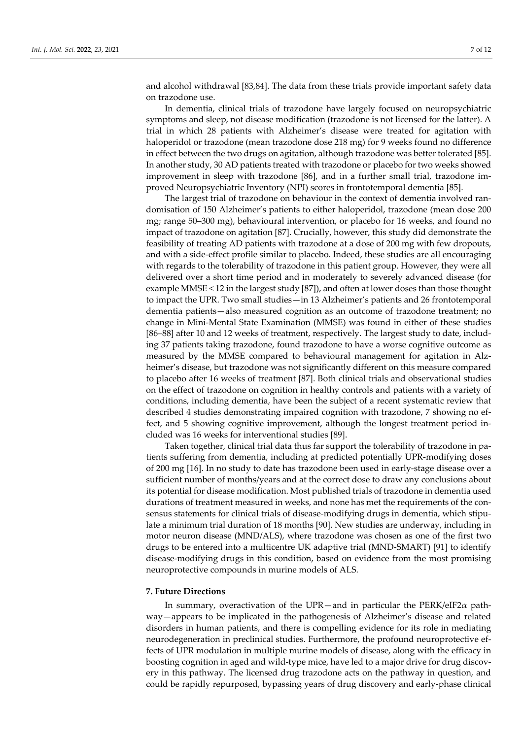and alcohol withdrawal [83,84]. The data from these trials provide important safety data on trazodone use.

In dementia, clinical trials of trazodone have largely focused on neuropsychiatric symptoms and sleep, not disease modification (trazodone is not licensed for the latter). A trial in which 28 patients with Alzheimer's disease were treated for agitation with haloperidol or trazodone (mean trazodone dose 218 mg) for 9 weeks found no difference in effect between the two drugs on agitation, although trazodone was better tolerated [85]. In another study, 30 AD patients treated with trazodone or placebo for two weeks showed improvement in sleep with trazodone [86], and in a further small trial, trazodone improved Neuropsychiatric Inventory (NPI) scores in frontotemporal dementia [85].

The largest trial of trazodone on behaviour in the context of dementia involved randomisation of 150 Alzheimer's patients to either haloperidol, trazodone (mean dose 200 mg; range 50–300 mg), behavioural intervention, or placebo for 16 weeks, and found no impact of trazodone on agitation [87]. Crucially, however, this study did demonstrate the feasibility of treating AD patients with trazodone at a dose of 200 mg with few dropouts, and with a side-effect profile similar to placebo. Indeed, these studies are all encouraging with regards to the tolerability of trazodone in this patient group. However, they were all delivered over a short time period and in moderately to severely advanced disease (for example MMSE < 12 in the largest study [87]), and often at lower doses than those thought to impact the UPR. Two small studies—in 13 Alzheimer's patients and 26 frontotemporal dementia patients—also measured cognition as an outcome of trazodone treatment; no change in Mini-Mental State Examination (MMSE) was found in either of these studies [86–88] after 10 and 12 weeks of treatment, respectively. The largest study to date, including 37 patients taking trazodone, found trazodone to have a worse cognitive outcome as measured by the MMSE compared to behavioural management for agitation in Alzheimer's disease, but trazodone was not significantly different on this measure compared to placebo after 16 weeks of treatment [87]. Both clinical trials and observational studies on the effect of trazodone on cognition in healthy controls and patients with a variety of conditions, including dementia, have been the subject of a recent systematic review that described 4 studies demonstrating impaired cognition with trazodone, 7 showing no effect, and 5 showing cognitive improvement, although the longest treatment period included was 16 weeks for interventional studies [89].

Taken together, clinical trial data thus far support the tolerability of trazodone in patients suffering from dementia, including at predicted potentially UPR-modifying doses of 200 mg [16]. In no study to date has trazodone been used in early-stage disease over a sufficient number of months/years and at the correct dose to draw any conclusions about its potential for disease modification. Most published trials of trazodone in dementia used durations of treatment measured in weeks, and none has met the requirements of the consensus statements for clinical trials of disease-modifying drugs in dementia, which stipulate a minimum trial duration of 18 months [90]. New studies are underway, including in motor neuron disease (MND/ALS), where trazodone was chosen as one of the first two drugs to be entered into a multicentre UK adaptive trial (MND-SMART) [91] to identify disease-modifying drugs in this condition, based on evidence from the most promising neuroprotective compounds in murine models of ALS.

## 7. Future Directions

In summary, overactivation of the UPR—and in particular the PERK/eIF2$\alpha$ pathway—appears to be implicated in the pathogenesis of Alzheimer's disease and related disorders in human patients, and there is compelling evidence for its role in mediating neurodegeneration in preclinical studies. Furthermore, the profound neuroprotective effects of UPR modulation in multiple murine models of disease, along with the efficacy in boosting cognition in aged and wild-type mice, have led to a major drive for drug discovery in this pathway. The licensed drug trazodone acts on the pathway in question, and could be rapidly repurposed, bypassing years of drug discovery and early-phase clinical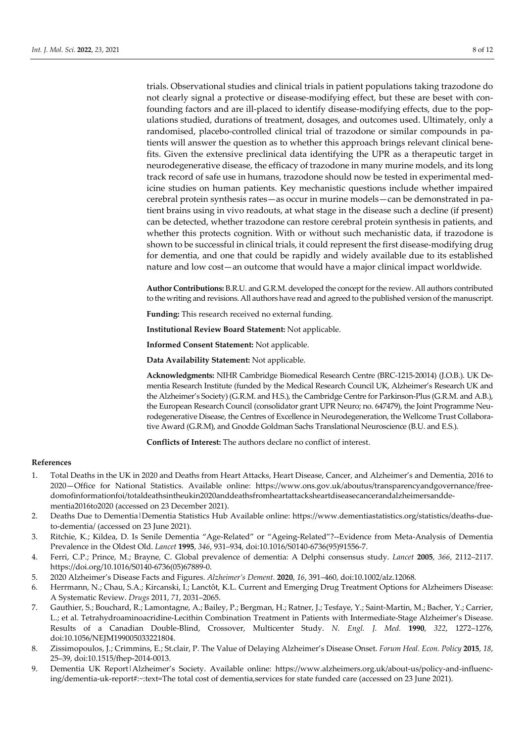trials. Observational studies and clinical trials in patient populations taking trazodone do not clearly signal a protective or disease-modifying effect, but these are beset with confounding factors and are ill-placed to identify disease-modifying effects, due to the populations studied, durations of treatment, dosages, and outcomes used. Ultimately, only a randomised, placebo-controlled clinical trial of trazodone or similar compounds in patients will answer the question as to whether this approach brings relevant clinical benefits. Given the extensive preclinical data identifying the UPR as a therapeutic target in neurodegenerative disease, the efficacy of trazodone in many murine models, and its long track record of safe use in humans, trazodone should now be tested in experimental medicine studies on human patients. Key mechanistic questions include whether impaired cerebral protein synthesis rates—as occur in murine models—can be demonstrated in patient brains using in vivo readouts, at what stage in the disease such a decline (if present) can be detected, whether trazodone can restore cerebral protein synthesis in patients, and whether this protects cognition. With or without such mechanistic data, if trazodone is shown to be successful in clinical trials, it could represent the first disease-modifying drug for dementia, and one that could be rapidly and widely available due to its established nature and low cost—an outcome that would have a major clinical impact worldwide.

**Author Contributions:** B.R.U. and G.R.M. developed the concept for the review. All authors contributed to the writing and revisions. All authors have read and agreed to the published version of the manuscript.

**Funding:** This research received no external funding.

**Institutional Review Board Statement:** Not applicable.

**Informed Consent Statement:** Not applicable.

**Data Availability Statement:** Not applicable.

**Acknowledgments:** NIHR Cambridge Biomedical Research Centre (BRC-1215-20014) (J.O.B.). UK Dementia Research Institute (funded by the Medical Research Council UK, Alzheimer's Research UK and the Alzheimer's Society) (G.R.M. and H.S.), the Cambridge Centre for Parkinson-Plus (G.R.M. and A.B.), the European Research Council (consolidator grant UPR Neuro; no. 647479), the Joint Programme Neurodegenerative Disease, the Centres of Excellence in Neurodegeneration, the Wellcome Trust Collaborative Award (G.R.M), and Gnodde Goldman Sachs Translational Neuroscience (B.U. and E.S.).

**Conflicts of Interest:** The authors declare no conflict of interest.

## References

1. Total Deaths in the UK in 2020 and Deaths from Heart Attacks, Heart Disease, Cancer, and Alzheimer's and Dementia, 2016 to 2020—Office for National Statistics. Available online: https://www.ons.gov.uk/aboutus/transparencyandgovernance/freedomofinformationfoi/totaldeathsintheukin2020anddeathsfromheartattacksheartdiseasecancerandalzheimersanddementia2016to2020 (accessed on 23 December 2021).
2. Deaths Due to Dementia|Dementia Statistics Hub Available online: https://www.dementiastatistics.org/statistics/deaths-due-to-dementia/ (accessed on 23 June 2021).
3. Ritchie, K.; Kildea, D. Is Senile Dementia "Age-Related" or "Ageing-Related"?--Evidence from Meta-Analysis of Dementia Prevalence in the Oldest Old. *Lancet* **1995**, *346*, 931–934, doi:10.1016/S0140-6736(95)91556-7.
4. Ferri, C.P.; Prince, M.; Brayne, C. Global prevalence of dementia: A Delphi consensus study. *Lancet* **2005**, *366*, 2112–2117. https://doi.org/10.1016/S0140-6736(05)67889-0.
5. 2020 Alzheimer's Disease Facts and Figures. *Alzheimer's Dement.* **2020**, *16*, 391–460, doi:10.1002/alz.12068.
6. Herrmann, N.; Chau, S.A.; Kircanski, I.; Lanctôt, K.L. Current and Emerging Drug Treatment Options for Alzheimers Disease: A Systematic Review. *Drugs* 2011, *71*, 2031–2065.
7. Gauthier, S.; Bouchard, R.; Lamontagne, A.; Bailey, P.; Bergman, H.; Ratner, J.; Tesfaye, Y.; Saint-Martin, M.; Bacher, Y.; Carrier, L.; et al. Tetrahydroaminoacridine-Lecithin Combination Treatment in Patients with Intermediate-Stage Alzheimer's Disease. Results of a Canadian Double-Blind, Crossover, Multicenter Study. *N. Engl. J. Med.* **1990**, *322*, 1272–1276, doi:10.1056/NEJM199005033221804.
8. Zissimopoulos, J.; Crimmins, E.; St.clair, P. The Value of Delaying Alzheimer's Disease Onset. *Forum Heal. Econ. Policy* **2015**, *18*, 25–39, doi:10.1515/fhep-2014-0013.
9. Dementia UK Report|Alzheimer's Society. Available online: https://www.alzheimers.org.uk/about-us/policy-and-influencing/dementia-uk-report#:~:text=The total cost of dementia,services for state funded care (accessed on 23 June 2021).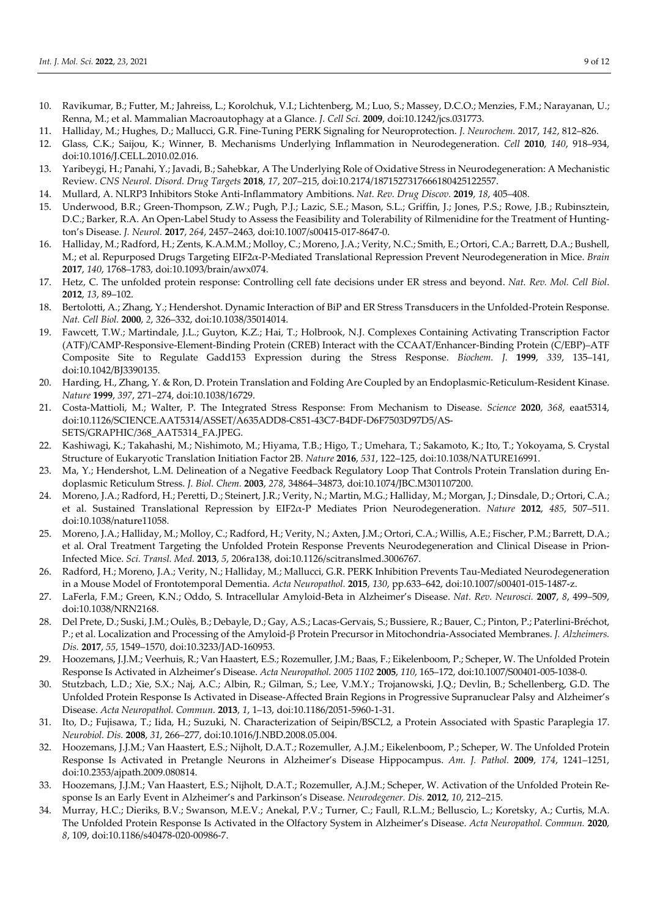10. Ravikumar, B.; Futter, M.; Jahreiss, L.; Korolchuk, V.I.; Lichtenberg, M.; Luo, S.; Massey, D.C.O.; Menzies, F.M.; Narayanan, U.; Renna, M.; et al. Mammalian Macroautophagy at a Glance. *J. Cell Sci.* **2009**, doi:10.1242/jcs.031773.
11. Halliday, M.; Hughes, D.; Mallucci, G.R. Fine-Tuning PERK Signaling for Neuroprotection. *J. Neurochem.* 2017, *142*, 812–826.
12. Glass, C.K.; Saijou, K.; Winner, B. Mechanisms Underlying Inflammation in Neurodegeneration. *Cell* **2010**, *140*, 918–934, doi:10.1016/J.CELL.2010.02.016.
13. Yaribeygi, H.; Panahi, Y.; Javadi, B.; Sahebkar, A The Underlying Role of Oxidative Stress in Neurodegeneration: A Mechanistic Review. *CNS Neurol. Disord. Drug Targets* **2018**, *17*, 207–215, doi:10.2174/1871527317666180425122557.
14. Mullard, A. NLRP3 Inhibitors Stoke Anti-Inflammatory Ambitions. *Nat. Rev. Drug Discov.* **2019**, *18*, 405–408.
15. Underwood, B.R.; Green-Thompson, Z.W.; Pugh, P.J.; Lazic, S.E.; Mason, S.L.; Griffin, J.; Jones, P.S.; Rowe, J.B.; Rubinsztein, D.C.; Barker, R.A. An Open-Label Study to Assess the Feasibility and Tolerability of Rilmenidine for the Treatment of Huntington's Disease. *J. Neurol.* **2017**, *264*, 2457–2463, doi:10.1007/s00415-017-8647-0.
16. Halliday, M.; Radford, H.; Zents, K.A.M.M.; Molloy, C.; Moreno, J.A.; Verity, N.C.; Smith, E.; Ortori, C.A.; Barrett, D.A.; Bushell, M.; et al. Repurposed Drugs Targeting EIF2α-P-Mediated Translational Repression Prevent Neurodegeneration in Mice. *Brain* **2017**, *140*, 1768–1783, doi:10.1093/brain/awx074.
17. Hetz, C. The unfolded protein response: Controlling cell fate decisions under ER stress and beyond. *Nat. Rev. Mol. Cell Biol*. **2012**, *13*, 89–102.
18. Bertolotti, A.; Zhang, Y.; Hendershot. Dynamic Interaction of BiP and ER Stress Transducers in the Unfolded-Protein Response. *Nat. Cell Biol.* **2000**, *2*, 326–332, doi:10.1038/35014014.
19. Fawcett, T.W.; Martindale, J.L.; Guyton, K.Z.; Hai, T.; Holbrook, N.J. Complexes Containing Activating Transcription Factor (ATF)/CAMP-Responsive-Element-Binding Protein (CREB) Interact with the CCAAT/Enhancer-Binding Protein (C/EBP)–ATF Composite Site to Regulate Gadd153 Expression during the Stress Response. *Biochem. J.* **1999**, *339*, 135–141, doi:10.1042/BJ3390135.
20. Harding, H., Zhang, Y. & Ron, D. Protein Translation and Folding Are Coupled by an Endoplasmic-Reticulum-Resident Kinase. *Nature* **1999**, *397*, 271–274, doi:10.1038/16729.
21. Costa-Mattioli, M.; Walter, P. The Integrated Stress Response: From Mechanism to Disease. *Science* **2020**, *368*, eaat5314, doi:10.1126/SCIENCE.AAT5314/ASSET/A635ADD8-C851-43C7-B4DF-D6F7503D97D5/AS-SETS/GRAPHIC/368_AAT5314_FA.JPEG.
22. Kashiwagi, K.; Takahashi, M.; Nishimoto, M.; Hiyama, T.B.; Higo, T.; Umehara, T.; Sakamoto, K.; Ito, T.; Yokoyama, S. Crystal Structure of Eukaryotic Translation Initiation Factor 2B. *Nature* **2016**, *531*, 122–125, doi:10.1038/NATURE16991.
23. Ma, Y.; Hendershot, L.M. Delineation of a Negative Feedback Regulatory Loop That Controls Protein Translation during Endoplasmic Reticulum Stress. *J. Biol. Chem.* **2003**, *278*, 34864–34873, doi:10.1074/JBC.M301107200.
24. Moreno, J.A.; Radford, H.; Peretti, D.; Steinert, J.R.; Verity, N.; Martin, M.G.; Halliday, M.; Morgan, J.; Dinsdale, D.; Ortori, C.A.; et al. Sustained Translational Repression by EIF2α-P Mediates Prion Neurodegeneration. *Nature* **2012**, *485*, 507–511. doi:10.1038/nature11058.
25. Moreno, J.A.; Halliday, M.; Molloy, C.; Radford, H.; Verity, N.; Axten, J.M.; Ortori, C.A.; Willis, A.E.; Fischer, P.M.; Barrett, D.A.; et al. Oral Treatment Targeting the Unfolded Protein Response Prevents Neurodegeneration and Clinical Disease in Prion-Infected Mice. *Sci. Transl. Med.* **2013**, *5*, 206ra138, doi:10.1126/scitranslmed.3006767.
26. Radford, H.; Moreno, J.A.; Verity, N.; Halliday, M.; Mallucci, G.R. PERK Inhibition Prevents Tau-Mediated Neurodegeneration in a Mouse Model of Frontotemporal Dementia. *Acta Neuropathol.* **2015**, *130*, pp.633–642, doi:10.1007/s00401-015-1487-z.
27. LaFerla, F.M.; Green, K.N.; Oddo, S. Intracellular Amyloid-Beta in Alzheimer's Disease. *Nat. Rev. Neurosci.* **2007**, *8*, 499–509, doi:10.1038/NRN2168.
28. Del Prete, D.; Suski, J.M.; Oulès, B.; Debayle, D.; Gay, A.S.; Lacas-Gervais, S.; Bussiere, R.; Bauer, C.; Pinton, P.; Paterlini-Bréchot, P.; et al. Localization and Processing of the Amyloid-β Protein Precursor in Mitochondria-Associated Membranes. *J. Alzheimers. Dis.* **2017**, *55*, 1549–1570, doi:10.3233/JAD-160953.
29. Hoozemans, J.J.M.; Veerhuis, R.; Van Haastert, E.S.; Rozemuller, J.M.; Baas, F.; Eikelenboom, P.; Scheper, W. The Unfolded Protein Response Is Activated in Alzheimer's Disease. *Acta Neuropathol. 2005 1102* **2005**, *110*, 165–172, doi:10.1007/S00401-005-1038-0.
30. Stutzbach, L.D.; Xie, S.X.; Naj, A.C.; Albin, R.; Gilman, S.; Lee, V.M.Y.; Trojanowski, J.Q.; Devlin, B.; Schellenberg, G.D. The Unfolded Protein Response Is Activated in Disease-Affected Brain Regions in Progressive Supranuclear Palsy and Alzheimer's Disease. *Acta Neuropathol. Commun.* **2013**, *1*, 1–13, doi:10.1186/2051-5960-1-31.
31. Ito, D.; Fujisawa, T.; Iida, H.; Suzuki, N. Characterization of Seipin/BSCL2, a Protein Associated with Spastic Paraplegia 17. *Neurobiol. Dis.* **2008**, *31*, 266–277, doi:10.1016/J.NBD.2008.05.004.
32. Hoozemans, J.J.M.; Van Haastert, E.S.; Nijholt, D.A.T.; Rozemuller, A.J.M.; Eikelenboom, P.; Scheper, W. The Unfolded Protein Response Is Activated in Pretangle Neurons in Alzheimer's Disease Hippocampus. *Am. J. Pathol.* **2009**, *174*, 1241–1251, doi:10.2353/ajpath.2009.080814.
33. Hoozemans, J.J.M.; Van Haastert, E.S.; Nijholt, D.A.T.; Rozemuller, A.J.M.; Scheper, W. Activation of the Unfolded Protein Response Is an Early Event in Alzheimer's and Parkinson's Disease. *Neurodegener. Dis.* **2012**, *10*, 212–215.
34. Murray, H.C.; Dieriks, B.V.; Swanson, M.E.V.; Anekal, P.V.; Turner, C.; Faull, R.L.M.; Belluscio, L.; Koretsky, A.; Curtis, M.A. The Unfolded Protein Response Is Activated in the Olfactory System in Alzheimer's Disease. *Acta Neuropathol. Commun.* **2020**, *8*, 109, doi:10.1186/s40478-020-00986-7.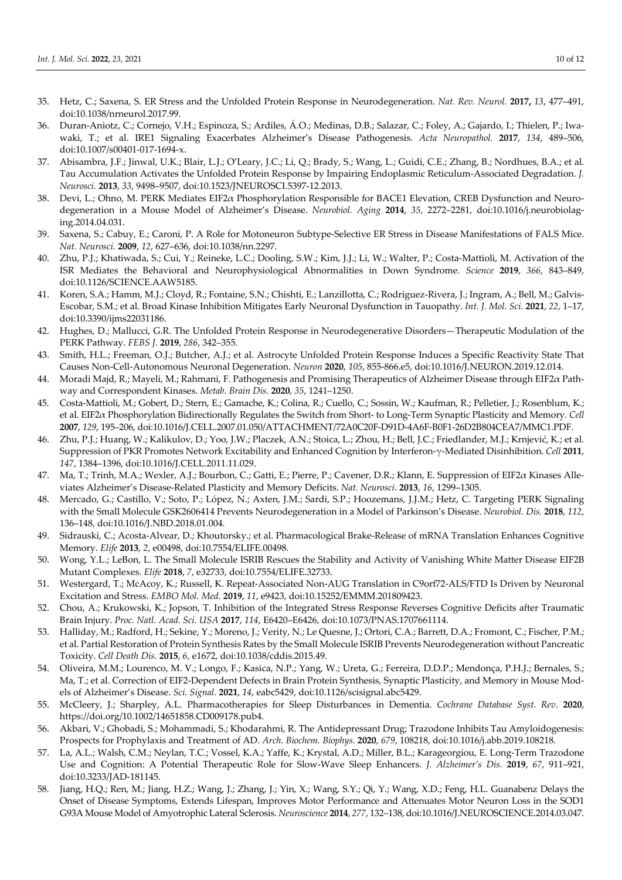35. Hetz, C.; Saxena, S. ER Stress and the Unfolded Protein Response in Neurodegeneration. *Nat. Rev. Neurol.* **2017,** *13*, 477–491, doi:10.1038/nrneurol.2017.99.
36. Duran-Aniotz, C.; Cornejo, V.H.; Espinoza, S.; Ardiles, Á.O.; Medinas, D.B.; Salazar, C.; Foley, A.; Gajardo, I.; Thielen, P.; Iwawaki, T.; et al. IRE1 Signaling Exacerbates Alzheimer's Disease Pathogenesis. *Acta Neuropathol.* **2017**, *134*, 489–506, doi:10.1007/s00401-017-1694-x.
37. Abisambra, J.F.; Jinwal, U.K.; Blair, L.J.; O'Leary, J.C.; Li, Q.; Brady, S.; Wang, L.; Guidi, C.E.; Zhang, B.; Nordhues, B.A.; et al. Tau Accumulation Activates the Unfolded Protein Response by Impairing Endoplasmic Reticulum-Associated Degradation. *J. Neurosci.* **2013**, *33*, 9498–9507, doi:10.1523/JNEUROSCI.5397-12.2013.
38. Devi, L.; Ohno, M. PERK Mediates EIF2α Phosphorylation Responsible for BACE1 Elevation, CREB Dysfunction and Neurodegeneration in a Mouse Model of Alzheimer's Disease. *Neurobiol. Aging* **2014**, *35*, 2272–2281, doi:10.1016/j.neurobiolaging.2014.04.031.
39. Saxena, S.; Cabuy, E.; Caroni, P. A Role for Motoneuron Subtype-Selective ER Stress in Disease Manifestations of FALS Mice. *Nat. Neurosci.* **2009**, *12*, 627–636, doi:10.1038/nn.2297.
40. Zhu, P.J.; Khatiwada, S.; Cui, Y.; Reineke, L.C.; Dooling, S.W.; Kim, J.J.; Li, W.; Walter, P.; Costa-Mattioli, M. Activation of the ISR Mediates the Behavioral and Neurophysiological Abnormalities in Down Syndrome. *Science* **2019**, *366*, 843–849, doi:10.1126/SCIENCE.AAW5185.
41. Koren, S.A.; Hamm, M.J.; Cloyd, R.; Fontaine, S.N.; Chishti, E.; Lanzillotta, C.; Rodriguez-Rivera, J.; Ingram, A.; Bell, M.; Galvis-Escobar, S.M.; et al. Broad Kinase Inhibition Mitigates Early Neuronal Dysfunction in Tauopathy. *Int. J. Mol. Sci.* **2021**, *22*, 1–17, doi:10.3390/ijms22031186.
42. Hughes, D.; Mallucci, G.R. The Unfolded Protein Response in Neurodegenerative Disorders—Therapeutic Modulation of the PERK Pathway. *FEBS J.* **2019**, *286*, 342–355.
43. Smith, H.L.; Freeman, O.J.; Butcher, A.J.; et al. Astrocyte Unfolded Protein Response Induces a Specific Reactivity State That Causes Non-Cell-Autonomous Neuronal Degeneration. *Neuron* **2020**, *105*, 855-866.e5, doi:10.1016/J.NEURON.2019.12.014.
44. Moradi Majd, R.; Mayeli, M.; Rahmani, F. Pathogenesis and Promising Therapeutics of Alzheimer Disease through EIF2α Pathway and Correspondent Kinases. *Metab. Brain Dis.* **2020**, *35*, 1241–1250.
45. Costa-Mattioli, M.; Gobert, D.; Stern, E.; Gamache, K.; Colina, R.; Cuello, C.; Sossin, W.; Kaufman, R.; Pelletier, J.; Rosenblum, K.; et al. EIF2α Phosphorylation Bidirectionally Regulates the Switch from Short- to Long-Term Synaptic Plasticity and Memory. *Cell* **2007**, *129*, 195–206, doi:10.1016/J.CELL.2007.01.050/ATTACHMENT/72A0C20F-D91D-4A6F-B0F1-26D2B804CEA7/MMC1.PDF.
46. Zhu, P.J.; Huang, W.; Kalikulov, D.; Yoo, J.W.; Placzek, A.N.; Stoica, L.; Zhou, H.; Bell, J.C.; Friedlander, M.J.; Krnjević, K.; et al. Suppression of PKR Promotes Network Excitability and Enhanced Cognition by Interferon-γ-Mediated Disinhibition. *Cell* **2011**, *147*, 1384–1396, doi:10.1016/J.CELL.2011.11.029.
47. Ma, T.; Trinh, M.A.; Wexler, A.J.; Bourbon, C.; Gatti, E.; Pierre, P.; Cavener, D.R.; Klann, E. Suppression of EIF2α Kinases Alleviates Alzheimer's Disease-Related Plasticity and Memory Deficits. *Nat. Neurosci*. **2013**, *16*, 1299–1305.
48. Mercado, G.; Castillo, V.; Soto, P.; López, N.; Axten, J.M.; Sardi, S.P.; Hoozemans, J.J.M.; Hetz, C. Targeting PERK Signaling with the Small Molecule GSK2606414 Prevents Neurodegeneration in a Model of Parkinson's Disease. *Neurobiol. Dis.* **2018**, *112*, 136–148, doi:10.1016/J.NBD.2018.01.004.
49. Sidrauski, C.; Acosta-Alvear, D.; Khoutorsky.; et al. Pharmacological Brake-Release of mRNA Translation Enhances Cognitive Memory. *Elife* **2013**, *2*, e00498, doi:10.7554/ELIFE.00498.
50. Wong, Y.L.; LeBon, L. The Small Molecule ISRIB Rescues the Stability and Activity of Vanishing White Matter Disease EIF2B Mutant Complexes. *Elife* **2018**, *7*, e32733, doi:10.7554/ELIFE.32733.
51. Westergard, T.; McAcoy, K.; Russell, K. Repeat-Associated Non-AUG Translation in C9orf72-ALS/FTD Is Driven by Neuronal Excitation and Stress. *EMBO Mol. Med.* **2019**, *11*, e9423, doi:10.15252/EMMM.201809423.
52. Chou, A.; Krukowski, K.; Jopson, T. Inhibition of the Integrated Stress Response Reverses Cognitive Deficits after Traumatic Brain Injury. *Proc. Natl. Acad. Sci. USA* **2017**, *114*, E6420–E6426, doi:10.1073/PNAS.1707661114.
53. Halliday, M.; Radford, H.; Sekine, Y.; Moreno, J.; Verity, N.; Le Quesne, J.; Ortori, C.A.; Barrett, D.A.; Fromont, C.; Fischer, P.M.; et al. Partial Restoration of Protein Synthesis Rates by the Small Molecule ISRIB Prevents Neurodegeneration without Pancreatic Toxicity. *Cell Death Dis.* **2015**, *6*, e1672, doi:10.1038/cddis.2015.49.
54. Oliveira, M.M.; Lourenco, M. V.; Longo, F.; Kasica, N.P.; Yang, W.; Ureta, G.; Ferreira, D.D.P.; Mendonça, P.H.J.; Bernales, S.; Ma, T.; et al. Correction of EIF2-Dependent Defects in Brain Protein Synthesis, Synaptic Plasticity, and Memory in Mouse Models of Alzheimer's Disease. *Sci. Signal.* **2021**, *14*, eabc5429, doi:10.1126/scisignal.abc5429.
55. McCleery, J.; Sharpley, A.L. Pharmacotherapies for Sleep Disturbances in Dementia. *Cochrane Database Syst. Rev.* **2020**, https://doi.org/10.1002/14651858.CD009178.pub4.
56. Akbari, V.; Ghobadi, S.; Mohammadi, S.; Khodarahmi, R. The Antidepressant Drug; Trazodone Inhibits Tau Amyloidogenesis: Prospects for Prophylaxis and Treatment of AD. *Arch. Biochem. Biophys.* **2020**, *679*, 108218, doi:10.1016/j.abb.2019.108218.
57. La, A.L.; Walsh, C.M.; Neylan, T.C.; Vossel, K.A.; Yaffe, K.; Krystal, A.D.; Miller, B.L.; Karageorgiou, E. Long-Term Trazodone Use and Cognition: A Potential Therapeutic Role for Slow-Wave Sleep Enhancers. *J. Alzheimer's Dis.* **2019**, *67*, 911–921, doi:10.3233/JAD-181145.
58. Jiang, H.Q.; Ren, M.; Jiang, H.Z.; Wang, J.; Zhang, J.; Yin, X.; Wang, S.Y.; Qi, Y.; Wang, X.D.; Feng, H.L. Guanabenz Delays the Onset of Disease Symptoms, Extends Lifespan, Improves Motor Performance and Attenuates Motor Neuron Loss in the SOD1 G93A Mouse Model of Amyotrophic Lateral Sclerosis. *Neuroscience* **2014**, *277*, 132–138, doi:10.1016/J.NEUROSCIENCE.2014.03.047.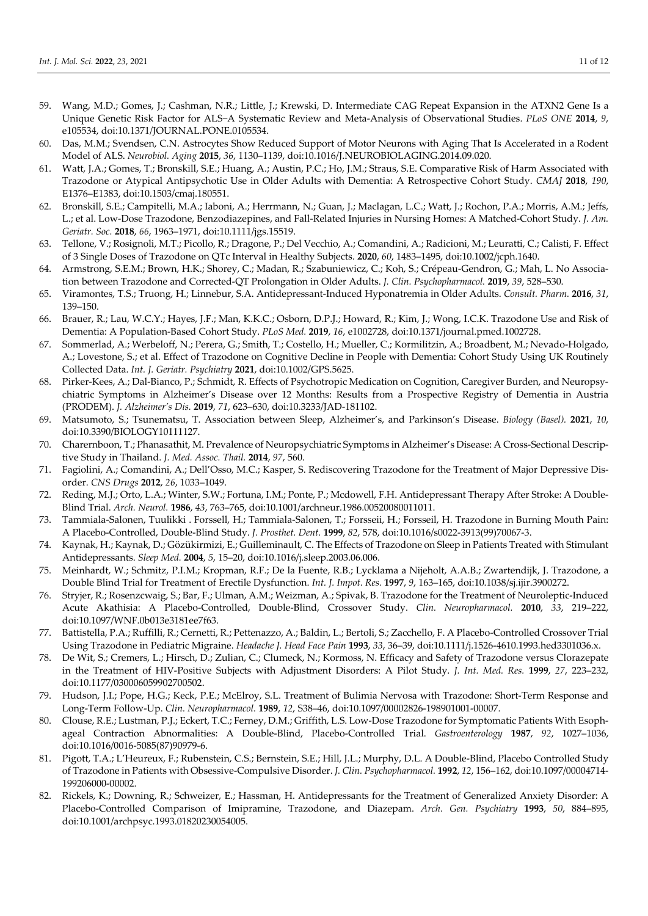59. Wang, M.D.; Gomes, J.; Cashman, N.R.; Little, J.; Krewski, D. Intermediate CAG Repeat Expansion in the ATXN2 Gene Is a Unique Genetic Risk Factor for ALS−A Systematic Review and Meta-Analysis of Observational Studies. *PLoS ONE* **2014**, *9*, e105534, doi:10.1371/JOURNAL.PONE.0105534.
60. Das, M.M.; Svendsen, C.N. Astrocytes Show Reduced Support of Motor Neurons with Aging That Is Accelerated in a Rodent Model of ALS. *Neurobiol. Aging* **2015**, *36*, 1130–1139, doi:10.1016/J.NEUROBIOLAGING.2014.09.020.
61. Watt, J.A.; Gomes, T.; Bronskill, S.E.; Huang, A.; Austin, P.C.; Ho, J.M.; Straus, S.E. Comparative Risk of Harm Associated with Trazodone or Atypical Antipsychotic Use in Older Adults with Dementia: A Retrospective Cohort Study. *CMAJ* **2018**, *190*, E1376–E1383, doi:10.1503/cmaj.180551.
62. Bronskill, S.E.; Campitelli, M.A.; Iaboni, A.; Herrmann, N.; Guan, J.; Maclagan, L.C.; Watt, J.; Rochon, P.A.; Morris, A.M.; Jeffs, L.; et al. Low-Dose Trazodone, Benzodiazepines, and Fall-Related Injuries in Nursing Homes: A Matched-Cohort Study. *J. Am. Geriatr. Soc.* **2018**, *66*, 1963–1971, doi:10.1111/jgs.15519.
63. Tellone, V.; Rosignoli, M.T.; Picollo, R.; Dragone, P.; Del Vecchio, A.; Comandini, A.; Radicioni, M.; Leuratti, C.; Calisti, F. Effect of 3 Single Doses of Trazodone on QTc Interval in Healthy Subjects. **2020**, *60*, 1483–1495, doi:10.1002/jcph.1640.
64. Armstrong, S.E.M.; Brown, H.K.; Shorey, C.; Madan, R.; Szabuniewicz, C.; Koh, S.; Crépeau-Gendron, G.; Mah, L. No Association between Trazodone and Corrected-QT Prolongation in Older Adults. *J. Clin. Psychopharmacol.* **2019**, *39*, 528–530.
65. Viramontes, T.S.; Truong, H.; Linnebur, S.A. Antidepressant-Induced Hyponatremia in Older Adults. *Consult. Pharm.* **2016**, *31*, 139–150.
66. Brauer, R.; Lau, W.C.Y.; Hayes, J.F.; Man, K.K.C.; Osborn, D.P.J.; Howard, R.; Kim, J.; Wong, I.C.K. Trazodone Use and Risk of Dementia: A Population-Based Cohort Study. *PLoS Med.* **2019**, *16*, e1002728, doi:10.1371/journal.pmed.1002728.
67. Sommerlad, A.; Werbeloff, N.; Perera, G.; Smith, T.; Costello, H.; Mueller, C.; Kormilitzin, A.; Broadbent, M.; Nevado-Holgado, A.; Lovestone, S.; et al. Effect of Trazodone on Cognitive Decline in People with Dementia: Cohort Study Using UK Routinely Collected Data. *Int. J. Geriatr. Psychiatry* **2021**, doi:10.1002/GPS.5625.
68. Pirker-Kees, A.; Dal-Bianco, P.; Schmidt, R. Effects of Psychotropic Medication on Cognition, Caregiver Burden, and Neuropsychiatric Symptoms in Alzheimer's Disease over 12 Months: Results from a Prospective Registry of Dementia in Austria (PRODEM). *J. Alzheimer's Dis.* **2019**, *71*, 623–630, doi:10.3233/JAD-181102.
69. Matsumoto, S.; Tsunematsu, T. Association between Sleep, Alzheimer's, and Parkinson's Disease. *Biology (Basel).* **2021**, *10*, doi:10.3390/BIOLOGY10111127.
70. Charernboon, T.; Phanasathit, M. Prevalence of Neuropsychiatric Symptoms in Alzheimer's Disease: A Cross-Sectional Descriptive Study in Thailand. *J. Med. Assoc. Thail.* **2014**, *97*, 560.
71. Fagiolini, A.; Comandini, A.; Dell'Osso, M.C.; Kasper, S. Rediscovering Trazodone for the Treatment of Major Depressive Disorder. *CNS Drugs* **2012**, *26*, 1033–1049.
72. Reding, M.J.; Orto, L.A.; Winter, S.W.; Fortuna, I.M.; Ponte, P.; Mcdowell, F.H. Antidepressant Therapy After Stroke: A Double-Blind Trial. *Arch. Neurol.* **1986**, *43*, 763–765, doi:10.1001/archneur.1986.00520080011011.
73. Tammiala-Salonen, Tuulikki . Forssell, H.; Tammiala-Salonen, T.; Forsseii, H.; Forsseil, H. Trazodone in Burning Mouth Pain: A Placebo-Controlled, Double-Blind Study. *J. Prosthet. Dent.* **1999**, *82*, 578, doi:10.1016/s0022-3913(99)70067-3.
74. Kaynak, H.; Kaynak, D.; Gözükirmizi, E.; Guilleminault, C. The Effects of Trazodone on Sleep in Patients Treated with Stimulant Antidepressants. *Sleep Med.* **2004**, *5*, 15–20, doi:10.1016/j.sleep.2003.06.006.
75. Meinhardt, W.; Schmitz, P.I.M.; Kropman, R.F.; De la Fuente, R.B.; Lycklama a Nijeholt, A.A.B.; Zwartendijk, J. Trazodone, a Double Blind Trial for Treatment of Erectile Dysfunction. *Int. J. Impot. Res.* **1997**, *9*, 163–165, doi:10.1038/sj.ijir.3900272.
76. Stryjer, R.; Rosenzcwaig, S.; Bar, F.; Ulman, A.M.; Weizman, A.; Spivak, B. Trazodone for the Treatment of Neuroleptic-Induced Acute Akathisia: A Placebo-Controlled, Double-Blind, Crossover Study. *Clin. Neuropharmacol.* **2010**, *33*, 219–222, doi:10.1097/WNF.0b013e3181ee7f63.
77. Battistella, P.A.; Ruffilli, R.; Cernetti, R.; Pettenazzo, A.; Baldin, L.; Bertoli, S.; Zacchello, F. A Placebo-Controlled Crossover Trial Using Trazodone in Pediatric Migraine. *Headache J. Head Face Pain* **1993**, *33*, 36–39, doi:10.1111/j.1526-4610.1993.hed3301036.x.
78. De Wit, S.; Cremers, L.; Hirsch, D.; Zulian, C.; Clumeck, N.; Kormoss, N. Efficacy and Safety of Trazodone versus Clorazepate in the Treatment of HIV-Positive Subjects with Adjustment Disorders: A Pilot Study. *J. Int. Med. Res.* **1999**, *27*, 223–232, doi:10.1177/030006059902700502.
79. Hudson, J.I.; Pope, H.G.; Keck, P.E.; McElroy, S.L. Treatment of Bulimia Nervosa with Trazodone: Short-Term Response and Long-Term Follow-Up. *Clin. Neuropharmacol.* **1989**, *12*, S38–46, doi:10.1097/00002826-198901001-00007.
80. Clouse, R.E.; Lustman, P.J.; Eckert, T.C.; Ferney, D.M.; Griffith, L.S. Low-Dose Trazodone for Symptomatic Patients With Esophageal Contraction Abnormalities: A Double-Blind, Placebo-Controlled Trial. *Gastroenterology* **1987**, *92*, 1027–1036, doi:10.1016/0016-5085(87)90979-6.
81. Pigott, T.A.; L'Heureux, F.; Rubenstein, C.S.; Bernstein, S.E.; Hill, J.L.; Murphy, D.L. A Double-Blind, Placebo Controlled Study of Trazodone in Patients with Obsessive-Compulsive Disorder. *J. Clin. Psychopharmacol.* **1992**, *12*, 156–162, doi:10.1097/00004714-199206000-00002.
82. Rickels, K.; Downing, R.; Schweizer, E.; Hassman, H. Antidepressants for the Treatment of Generalized Anxiety Disorder: A Placebo-Controlled Comparison of Imipramine, Trazodone, and Diazepam. *Arch. Gen. Psychiatry* **1993**, *50*, 884–895, doi:10.1001/archpsyc.1993.01820230054005.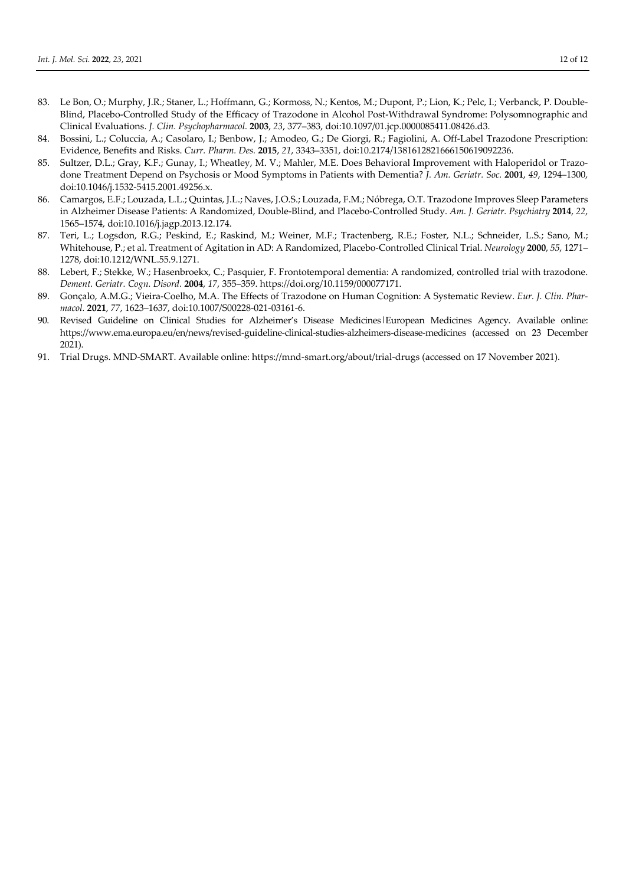83. Le Bon, O.; Murphy, J.R.; Staner, L.; Hoffmann, G.; Kormoss, N.; Kentos, M.; Dupont, P.; Lion, K.; Pelc, I.; Verbanck, P. Double-Blind, Placebo-Controlled Study of the Efficacy of Trazodone in Alcohol Post-Withdrawal Syndrome: Polysomnographic and Clinical Evaluations. *J. Clin. Psychopharmacol.* **2003**, *23*, 377–383, doi:10.1097/01.jcp.0000085411.08426.d3.
84. Bossini, L.; Coluccia, A.; Casolaro, I.; Benbow, J.; Amodeo, G.; De Giorgi, R.; Fagiolini, A. Off-Label Trazodone Prescription: Evidence, Benefits and Risks. *Curr. Pharm. Des.* **2015**, *21*, 3343–3351, doi:10.2174/1381612821666150619092236.
85. Sultzer, D.L.; Gray, K.F.; Gunay, I.; Wheatley, M. V.; Mahler, M.E. Does Behavioral Improvement with Haloperidol or Trazodone Treatment Depend on Psychosis or Mood Symptoms in Patients with Dementia? *J. Am. Geriatr. Soc.* **2001**, *49*, 1294–1300, doi:10.1046/j.1532-5415.2001.49256.x.
86. Camargos, E.F.; Louzada, L.L.; Quintas, J.L.; Naves, J.O.S.; Louzada, F.M.; Nóbrega, O.T. Trazodone Improves Sleep Parameters in Alzheimer Disease Patients: A Randomized, Double-Blind, and Placebo-Controlled Study. *Am. J. Geriatr. Psychiatry* **2014**, *22*, 1565–1574, doi:10.1016/j.jagp.2013.12.174.
87. Teri, L.; Logsdon, R.G.; Peskind, E.; Raskind, M.; Weiner, M.F.; Tractenberg, R.E.; Foster, N.L.; Schneider, L.S.; Sano, M.; Whitehouse, P.; et al. Treatment of Agitation in AD: A Randomized, Placebo-Controlled Clinical Trial. *Neurology* **2000**, *55*, 1271–1278, doi:10.1212/WNL.55.9.1271.
88. Lebert, F.; Stekke, W.; Hasenbroekx, C.; Pasquier, F. Frontotemporal dementia: A randomized, controlled trial with trazodone. *Dement. Geriatr. Cogn. Disord.* **2004**, *17*, 355–359. https://doi.org/10.1159/000077171.
89. Gonçalo, A.M.G.; Vieira-Coelho, M.A. The Effects of Trazodone on Human Cognition: A Systematic Review. *Eur. J. Clin. Pharmacol.* **2021**, *77*, 1623–1637, doi:10.1007/S00228-021-03161-6.
90. Revised Guideline on Clinical Studies for Alzheimer's Disease Medicines | European Medicines Agency. Available online: https://www.ema.europa.eu/en/news/revised-guideline-clinical-studies-alzheimers-disease-medicines (accessed on 23 December 2021).
91. Trial Drugs. MND-SMART. Available online: https://mnd-smart.org/about/trial-drugs (accessed on 17 November 2021).